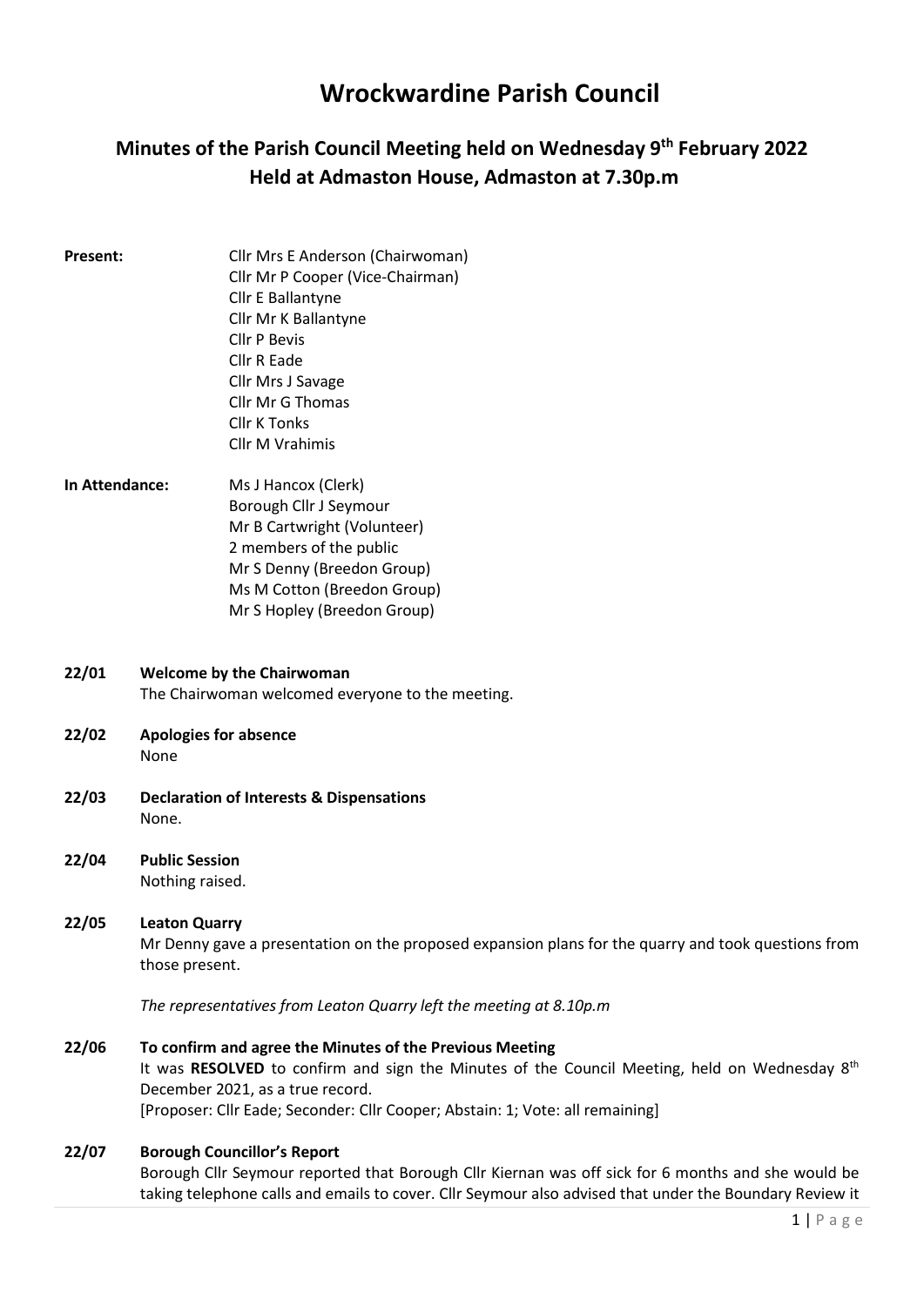# Wrockwardine Parish Council

## Minutes of the Parish Council Meeting held on Wednesday 9th February 2022
## Held at Admaston House, Admaston at 7.30p.m

**Present:**
Cllr Mrs E Anderson (Chairwoman)
Cllr Mr P Cooper (Vice-Chairman)
Cllr E Ballantyne
Cllr Mr K Ballantyne
Cllr P Bevis
Cllr R Eade
Cllr Mrs J Savage
Cllr Mr G Thomas
Cllr K Tonks
Cllr M Vrahimis

**In Attendance:**
Ms J Hancox (Clerk)
Borough Cllr J Seymour
Mr B Cartwright (Volunteer)
2 members of the public
Mr S Denny (Breedon Group)
Ms M Cotton (Breedon Group)
Mr S Hopley (Breedon Group)

**22/01 Welcome by the Chairwoman**
The Chairwoman welcomed everyone to the meeting.

**22/02 Apologies for absence**
None

**22/03 Declaration of Interests & Dispensations**
None.

**22/04 Public Session**
Nothing raised.

**22/05 Leaton Quarry**
Mr Denny gave a presentation on the proposed expansion plans for the quarry and took questions from those present.

*The representatives from Leaton Quarry left the meeting at 8.10p.m*

**22/06 To confirm and agree the Minutes of the Previous Meeting**
It was **RESOLVED** to confirm and sign the Minutes of the Council Meeting, held on Wednesday 8th December 2021, as a true record.
[Proposer: Cllr Eade; Seconder: Cllr Cooper; Abstain: 1; Vote: all remaining]

**22/07 Borough Councillor's Report**
Borough Cllr Seymour reported that Borough Cllr Kiernan was off sick for 6 months and she would be taking telephone calls and emails to cover. Cllr Seymour also advised that under the Boundary Review it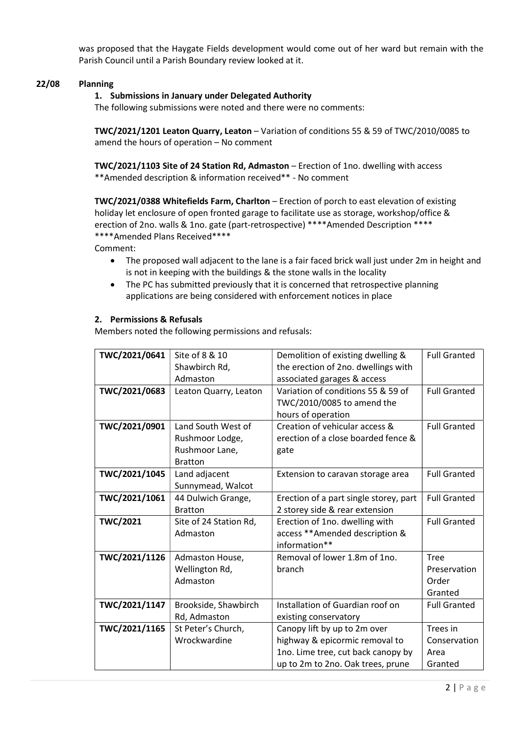was proposed that the Haygate Fields development would come out of her ward but remain with the Parish Council until a Parish Boundary review looked at it.

## 22/08 Planning

### 1. Submissions in January under Delegated Authority

The following submissions were noted and there were no comments:

**TWC/2021/1201 Leaton Quarry, Leaton** – Variation of conditions 55 & 59 of TWC/2010/0085 to amend the hours of operation – No comment

**TWC/2021/1103 Site of 24 Station Rd, Admaston** – Erection of 1no. dwelling with access **Amended description & information received** - No comment

**TWC/2021/0388 Whitefields Farm, Charlton** – Erection of porch to east elevation of existing holiday let enclosure of open fronted garage to facilitate use as storage, workshop/office & erection of 2no. walls & 1no. gate (part-retrospective) ****Amended Description **** ****Amended Plans Received****

Comment:

- The proposed wall adjacent to the lane is a fair faced brick wall just under 2m in height and is not in keeping with the buildings & the stone walls in the locality
- The PC has submitted previously that it is concerned that retrospective planning applications are being considered with enforcement notices in place

### 2. Permissions & Refusals

Members noted the following permissions and refusals:

| | | | |
|---|---|---|---|
| **TWC/2021/0641** | Site of 8 & 10 Shawbirch Rd, Admaston | Demolition of existing dwelling & the erection of 2no. dwellings with associated garages & access | Full Granted |
| **TWC/2021/0683** | Leaton Quarry, Leaton | Variation of conditions 55 & 59 of TWC/2010/0085 to amend the hours of operation | Full Granted |
| **TWC/2021/0901** | Land South West of Rushmoor Lodge, Rushmoor Lane, Bratton | Creation of vehicular access & erection of a close boarded fence & gate | Full Granted |
| **TWC/2021/1045** | Land adjacent Sunnymead, Walcot | Extension to caravan storage area | Full Granted |
| **TWC/2021/1061** | 44 Dulwich Grange, Bratton | Erection of a part single storey, part 2 storey side & rear extension | Full Granted |
| **TWC/2021** | Site of 24 Station Rd, Admaston | Erection of 1no. dwelling with access **Amended description & information** | Full Granted |
| **TWC/2021/1126** | Admaston House, Wellington Rd, Admaston | Removal of lower 1.8m of 1no. branch | Tree Preservation Order Granted |
| **TWC/2021/1147** | Brookside, Shawbirch Rd, Admaston | Installation of Guardian roof on existing conservatory | Full Granted |
| **TWC/2021/1165** | St Peter's Church, Wrockwardine | Canopy lift by up to 2m over highway & epicormic removal to 1no. Lime tree, cut back canopy by up to 2m to 2no. Oak trees, prune | Trees in Conservation Area Granted |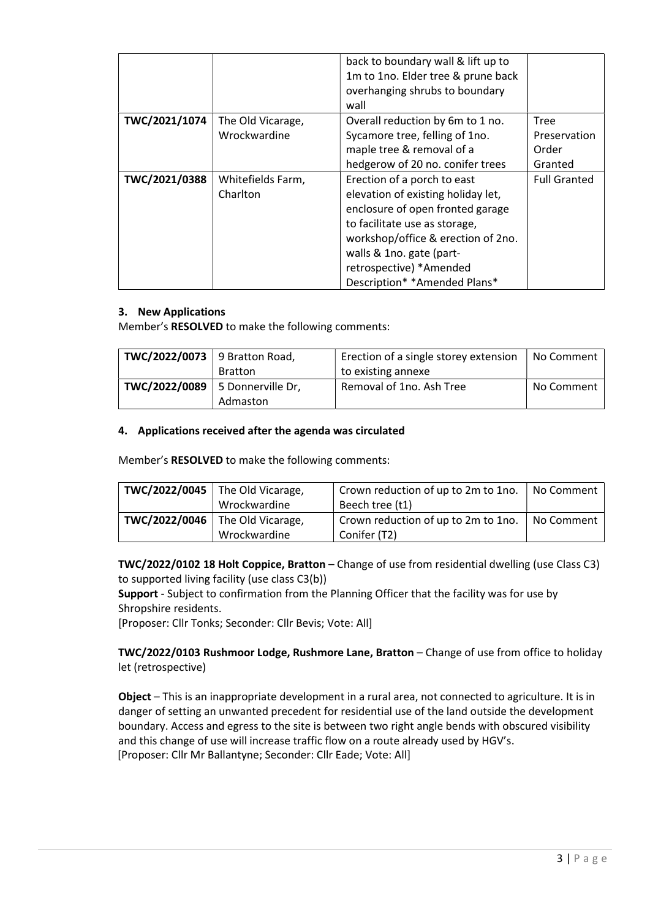|  |  | back to boundary wall & lift up to 1m to 1no. Elder tree & prune back overhanging shrubs to boundary wall |  |
| --- | --- | --- | --- |
| **TWC/2021/1074** | The Old Vicarage, Wrockwardine | Overall reduction by 6m to 1 no. Sycamore tree, felling of 1no. maple tree & removal of a hedgerow of 20 no. conifer trees | Tree Preservation Order Granted |
| **TWC/2021/0388** | Whitefields Farm, Charlton | Erection of a porch to east elevation of existing holiday let, enclosure of open fronted garage to facilitate use as storage, workshop/office & erection of 2no. walls & 1no. gate (part-retrospective) *Amended Description* *Amended Plans* | Full Granted |

### 3. New Applications

Member's **RESOLVED** to make the following comments:

| **TWC/2022/0073** | 9 Bratton Road, Bratton | Erection of a single storey extension to existing annexe | No Comment |
| --- | --- | --- | --- |
| **TWC/2022/0089** | 5 Donnerville Dr, Admaston | Removal of 1no. Ash Tree | No Comment |

### 4. Applications received after the agenda was circulated

Member's **RESOLVED** to make the following comments:

| **TWC/2022/0045** | The Old Vicarage, Wrockwardine | Crown reduction of up to 2m to 1no. Beech tree (t1) | No Comment |
| --- | --- | --- | --- |
| **TWC/2022/0046** | The Old Vicarage, Wrockwardine | Crown reduction of up to 2m to 1no. Conifer (T2) | No Comment |

**TWC/2022/0102 18 Holt Coppice, Bratton** – Change of use from residential dwelling (use Class C3) to supported living facility (use class C3(b))

**Support** - Subject to confirmation from the Planning Officer that the facility was for use by Shropshire residents.

[Proposer: Cllr Tonks; Seconder: Cllr Bevis; Vote: All]

**TWC/2022/0103 Rushmoor Lodge, Rushmore Lane, Bratton** – Change of use from office to holiday let (retrospective)

**Object** – This is an inappropriate development in a rural area, not connected to agriculture. It is in danger of setting an unwanted precedent for residential use of the land outside the development boundary. Access and egress to the site is between two right angle bends with obscured visibility and this change of use will increase traffic flow on a route already used by HGV's.

[Proposer: Cllr Mr Ballantyne; Seconder: Cllr Eade; Vote: All]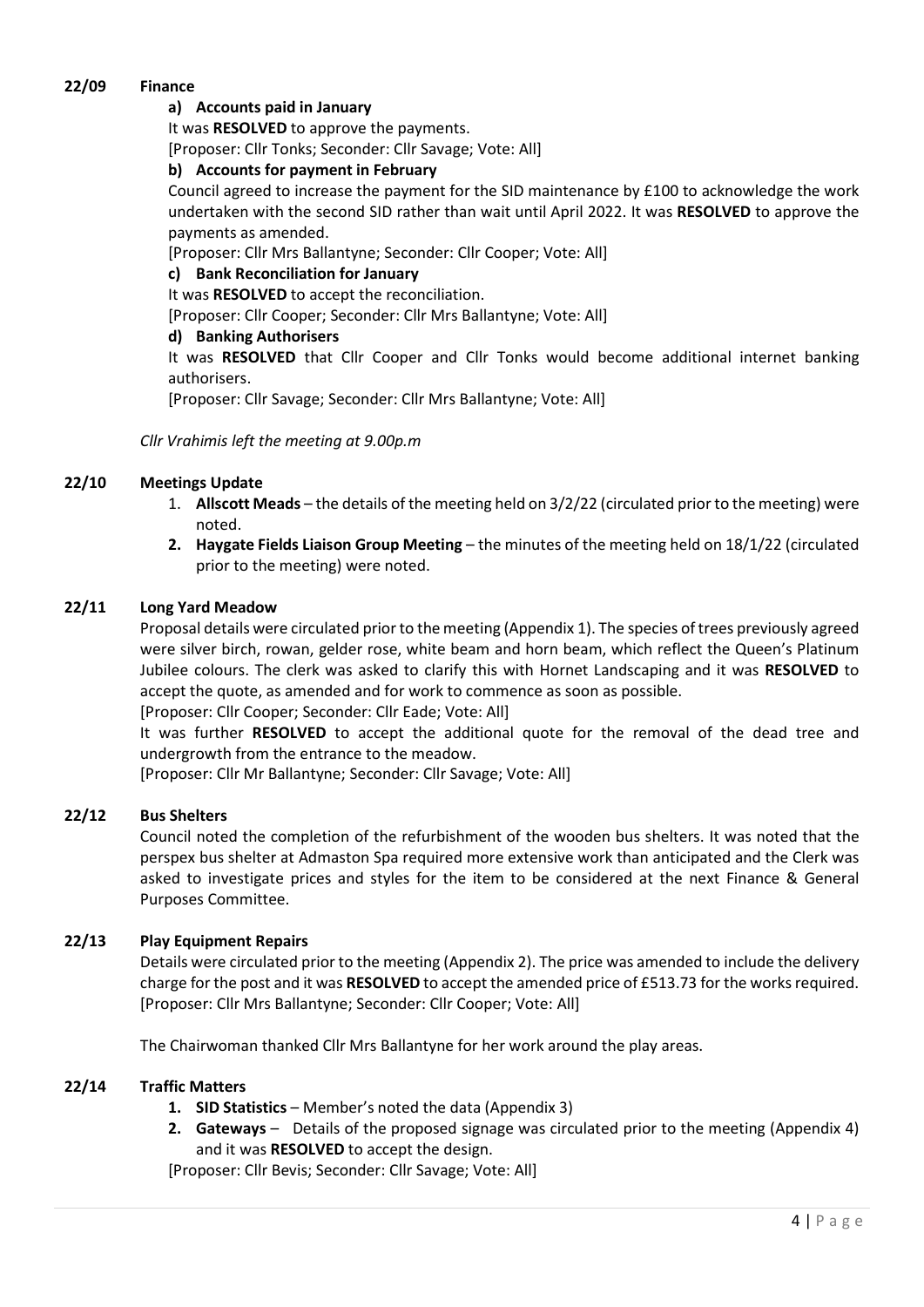## 22/09 Finance

**a) Accounts paid in January**

It was **RESOLVED** to approve the payments.

[Proposer: Cllr Tonks; Seconder: Cllr Savage; Vote: All]

**b) Accounts for payment in February**

Council agreed to increase the payment for the SID maintenance by £100 to acknowledge the work undertaken with the second SID rather than wait until April 2022. It was **RESOLVED** to approve the payments as amended.

[Proposer: Cllr Mrs Ballantyne; Seconder: Cllr Cooper; Vote: All]

**c) Bank Reconciliation for January**

It was **RESOLVED** to accept the reconciliation.

[Proposer: Cllr Cooper; Seconder: Cllr Mrs Ballantyne; Vote: All]

**d) Banking Authorisers**

It was **RESOLVED** that Cllr Cooper and Cllr Tonks would become additional internet banking authorisers.

[Proposer: Cllr Savage; Seconder: Cllr Mrs Ballantyne; Vote: All]

*Cllr Vrahimis left the meeting at 9.00p.m*

## 22/10 Meetings Update

1. **Allscott Meads** – the details of the meeting held on 3/2/22 (circulated prior to the meeting) were noted.
2. **Haygate Fields Liaison Group Meeting** – the minutes of the meeting held on 18/1/22 (circulated prior to the meeting) were noted.

## 22/11 Long Yard Meadow

Proposal details were circulated prior to the meeting (Appendix 1). The species of trees previously agreed were silver birch, rowan, gelder rose, white beam and horn beam, which reflect the Queen's Platinum Jubilee colours. The clerk was asked to clarify this with Hornet Landscaping and it was **RESOLVED** to accept the quote, as amended and for work to commence as soon as possible.

[Proposer: Cllr Cooper; Seconder: Cllr Eade; Vote: All]

It was further **RESOLVED** to accept the additional quote for the removal of the dead tree and undergrowth from the entrance to the meadow.

[Proposer: Cllr Mr Ballantyne; Seconder: Cllr Savage; Vote: All]

## 22/12 Bus Shelters

Council noted the completion of the refurbishment of the wooden bus shelters. It was noted that the perspex bus shelter at Admaston Spa required more extensive work than anticipated and the Clerk was asked to investigate prices and styles for the item to be considered at the next Finance & General Purposes Committee.

## 22/13 Play Equipment Repairs

Details were circulated prior to the meeting (Appendix 2). The price was amended to include the delivery charge for the post and it was **RESOLVED** to accept the amended price of £513.73 for the works required.

[Proposer: Cllr Mrs Ballantyne; Seconder: Cllr Cooper; Vote: All]

The Chairwoman thanked Cllr Mrs Ballantyne for her work around the play areas.

## 22/14 Traffic Matters

1. **SID Statistics** – Member's noted the data (Appendix 3)
2. **Gateways** – Details of the proposed signage was circulated prior to the meeting (Appendix 4) and it was **RESOLVED** to accept the design.

[Proposer: Cllr Bevis; Seconder: Cllr Savage; Vote: All]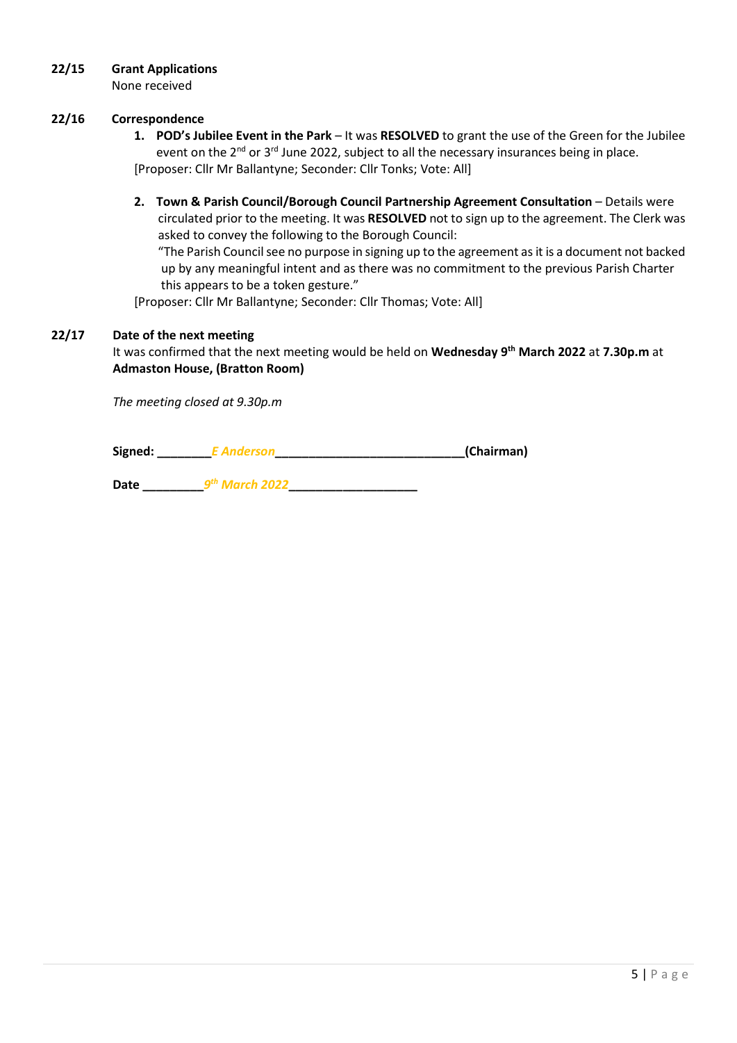**22/15 Grant Applications**

None received

**22/16 Correspondence**

1. **POD's Jubilee Event in the Park** – It was **RESOLVED** to grant the use of the Green for the Jubilee event on the 2nd or 3rd June 2022, subject to all the necessary insurances being in place.

   [Proposer: Cllr Mr Ballantyne; Seconder: Cllr Tonks; Vote: All]

2. **Town & Parish Council/Borough Council Partnership Agreement Consultation** – Details were circulated prior to the meeting. It was **RESOLVED** not to sign up to the agreement. The Clerk was asked to convey the following to the Borough Council:

   "The Parish Council see no purpose in signing up to the agreement as it is a document not backed up by any meaningful intent and as there was no commitment to the previous Parish Charter this appears to be a token gesture."

   [Proposer: Cllr Mr Ballantyne; Seconder: Cllr Thomas; Vote: All]

**22/17 Date of the next meeting**

It was confirmed that the next meeting would be held on **Wednesday 9th March 2022** at **7.30p.m** at **Admaston House, (Bratton Room)**

*The meeting closed at 9.30p.m*

**Signed:** ________*E Anderson*___________________________**(Chairman)**

**Date** _________*9th March 2022*___________________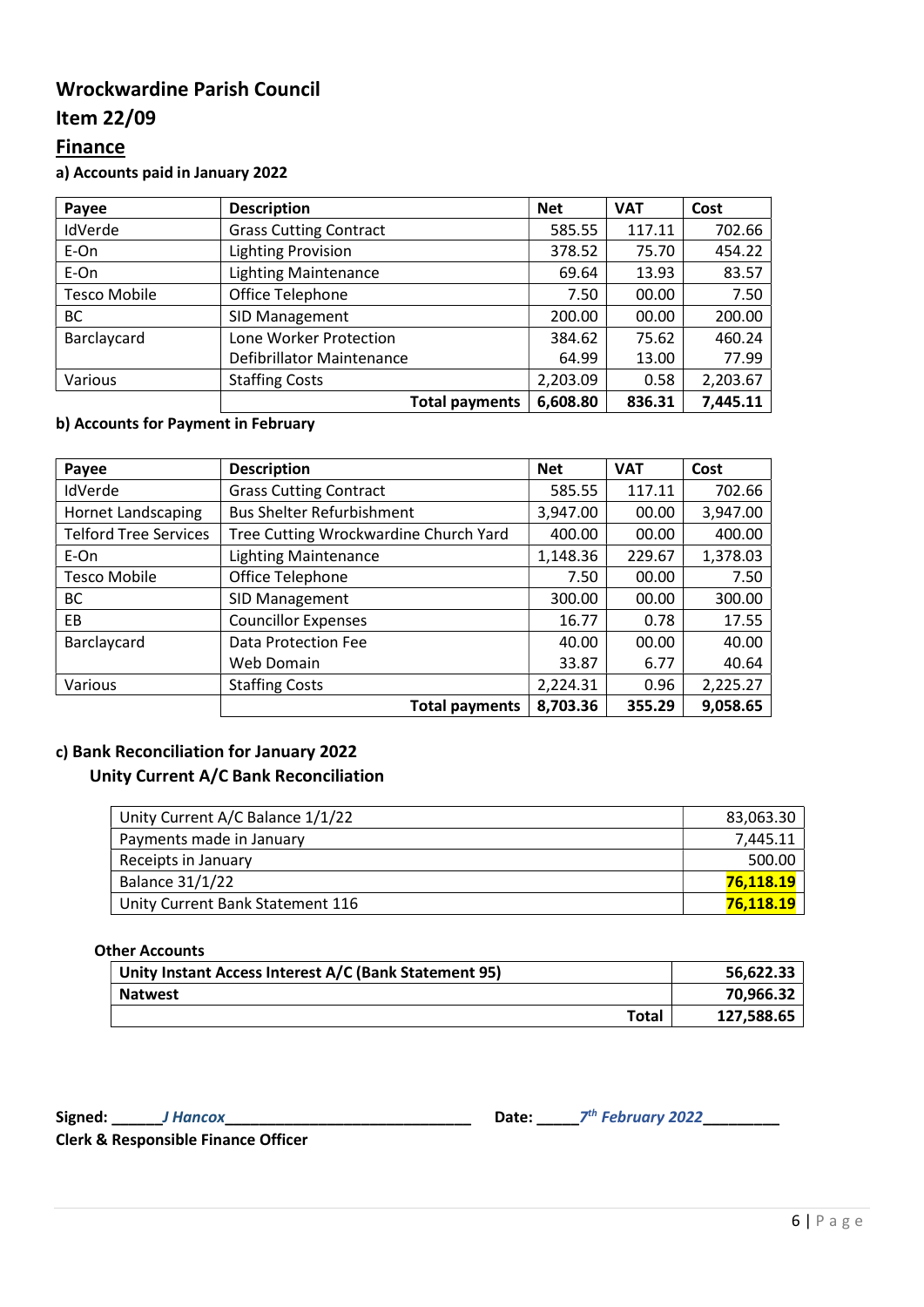# Wrockwardine Parish Council

## Item 22/09

## Finance

### a) Accounts paid in January 2022

| Payee | Description | Net | VAT | Cost |
|---|---|---|---|---|
| IdVerde | Grass Cutting Contract | 585.55 | 117.11 | 702.66 |
| E-On | Lighting Provision | 378.52 | 75.70 | 454.22 |
| E-On | Lighting Maintenance | 69.64 | 13.93 | 83.57 |
| Tesco Mobile | Office Telephone | 7.50 | 00.00 | 7.50 |
| BC | SID Management | 200.00 | 00.00 | 200.00 |
| Barclaycard | Lone Worker Protection | 384.62 | 75.62 | 460.24 |
| | Defibrillator Maintenance | 64.99 | 13.00 | 77.99 |
| Various | Staffing Costs | 2,203.09 | 0.58 | 2,203.67 |
| | **Total payments** | **6,608.80** | **836.31** | **7,445.11** |

### b) Accounts for Payment in February

| Payee | Description | Net | VAT | Cost |
|---|---|---|---|---|
| IdVerde | Grass Cutting Contract | 585.55 | 117.11 | 702.66 |
| Hornet Landscaping | Bus Shelter Refurbishment | 3,947.00 | 00.00 | 3,947.00 |
| Telford Tree Services | Tree Cutting Wrockwardine Church Yard | 400.00 | 00.00 | 400.00 |
| E-On | Lighting Maintenance | 1,148.36 | 229.67 | 1,378.03 |
| Tesco Mobile | Office Telephone | 7.50 | 00.00 | 7.50 |
| BC | SID Management | 300.00 | 00.00 | 300.00 |
| EB | Councillor Expenses | 16.77 | 0.78 | 17.55 |
| Barclaycard | Data Protection Fee | 40.00 | 00.00 | 40.00 |
| | Web Domain | 33.87 | 6.77 | 40.64 |
| Various | Staffing Costs | 2,224.31 | 0.96 | 2,225.27 |
| | **Total payments** | **8,703.36** | **355.29** | **9,058.65** |

### c) Bank Reconciliation for January 2022

**Unity Current A/C Bank Reconciliation**

| | |
|---|---|
| Unity Current A/C Balance 1/1/22 | 83,063.30 |
| Payments made in January | 7,445.11 |
| Receipts in January | 500.00 |
| Balance 31/1/22 | **76,118.19** |
| Unity Current Bank Statement 116 | **76,118.19** |

**Other Accounts**

| | |
|---|---|
| **Unity Instant Access Interest A/C (Bank Statement 95)** | **56,622.33** |
| **Natwest** | **70,966.32** |
| **Total** | **127,588.65** |

**Signed:** ______*J Hancox*______________________________ **Date:** _____*7th February 2022*_________

**Clerk & Responsible Finance Officer**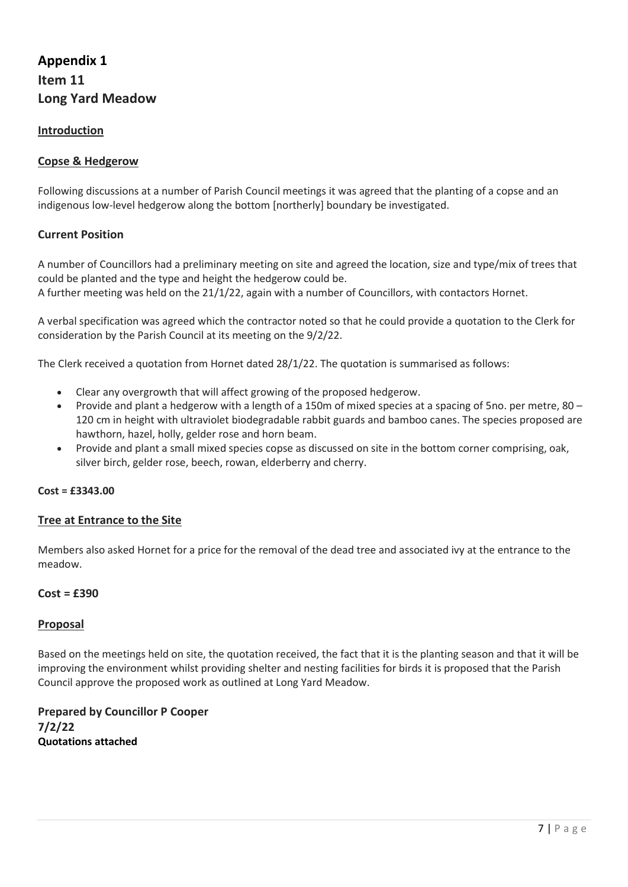# Appendix 1
# Item 11
# Long Yard Meadow

## Introduction

## Copse & Hedgerow

Following discussions at a number of Parish Council meetings it was agreed that the planting of a copse and an indigenous low-level hedgerow along the bottom [northerly] boundary be investigated.

### Current Position

A number of Councillors had a preliminary meeting on site and agreed the location, size and type/mix of trees that could be planted and the type and height the hedgerow could be.
A further meeting was held on the 21/1/22, again with a number of Councillors, with contactors Hornet.

A verbal specification was agreed which the contractor noted so that he could provide a quotation to the Clerk for consideration by the Parish Council at its meeting on the 9/2/22.

The Clerk received a quotation from Hornet dated 28/1/22. The quotation is summarised as follows:

- Clear any overgrowth that will affect growing of the proposed hedgerow.
- Provide and plant a hedgerow with a length of a 150m of mixed species at a spacing of 5no. per metre, 80 – 120 cm in height with ultraviolet biodegradable rabbit guards and bamboo canes. The species proposed are hawthorn, hazel, holly, gelder rose and horn beam.
- Provide and plant a small mixed species copse as discussed on site in the bottom corner comprising, oak, silver birch, gelder rose, beech, rowan, elderberry and cherry.

**Cost = £3343.00**

## Tree at Entrance to the Site

Members also asked Hornet for a price for the removal of the dead tree and associated ivy at the entrance to the meadow.

**Cost = £390**

## Proposal

Based on the meetings held on site, the quotation received, the fact that it is the planting season and that it will be improving the environment whilst providing shelter and nesting facilities for birds it is proposed that the Parish Council approve the proposed work as outlined at Long Yard Meadow.

**Prepared by Councillor P Cooper**
**7/2/22**
**Quotations attached**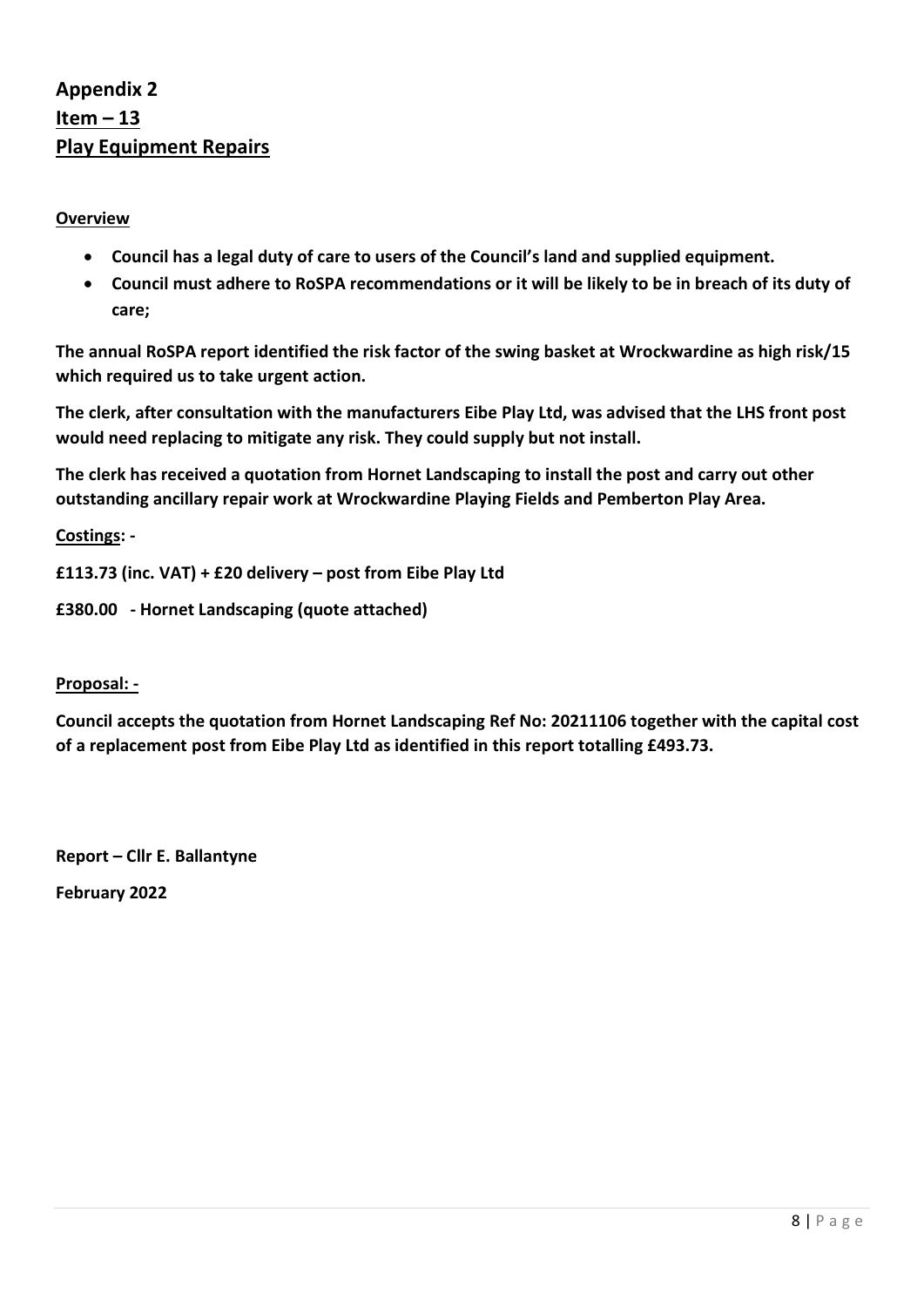## Appendix 2
## Item – 13
## Play Equipment Repairs

**Overview**

- **Council has a legal duty of care to users of the Council's land and supplied equipment.**
- **Council must adhere to RoSPA recommendations or it will be likely to be in breach of its duty of care;**

**The annual RoSPA report identified the risk factor of the swing basket at Wrockwardine as high risk/15 which required us to take urgent action.**

**The clerk, after consultation with the manufacturers Eibe Play Ltd, was advised that the LHS front post would need replacing to mitigate any risk. They could supply but not install.**

**The clerk has received a quotation from Hornet Landscaping to install the post and carry out other outstanding ancillary repair work at Wrockwardine Playing Fields and Pemberton Play Area.**

**Costings: -**

**£113.73 (inc. VAT) + £20 delivery – post from Eibe Play Ltd**

**£380.00 - Hornet Landscaping (quote attached)**

**Proposal: -**

**Council accepts the quotation from Hornet Landscaping Ref No: 20211106 together with the capital cost of a replacement post from Eibe Play Ltd as identified in this report totalling £493.73.**

**Report – Cllr E. Ballantyne**

**February 2022**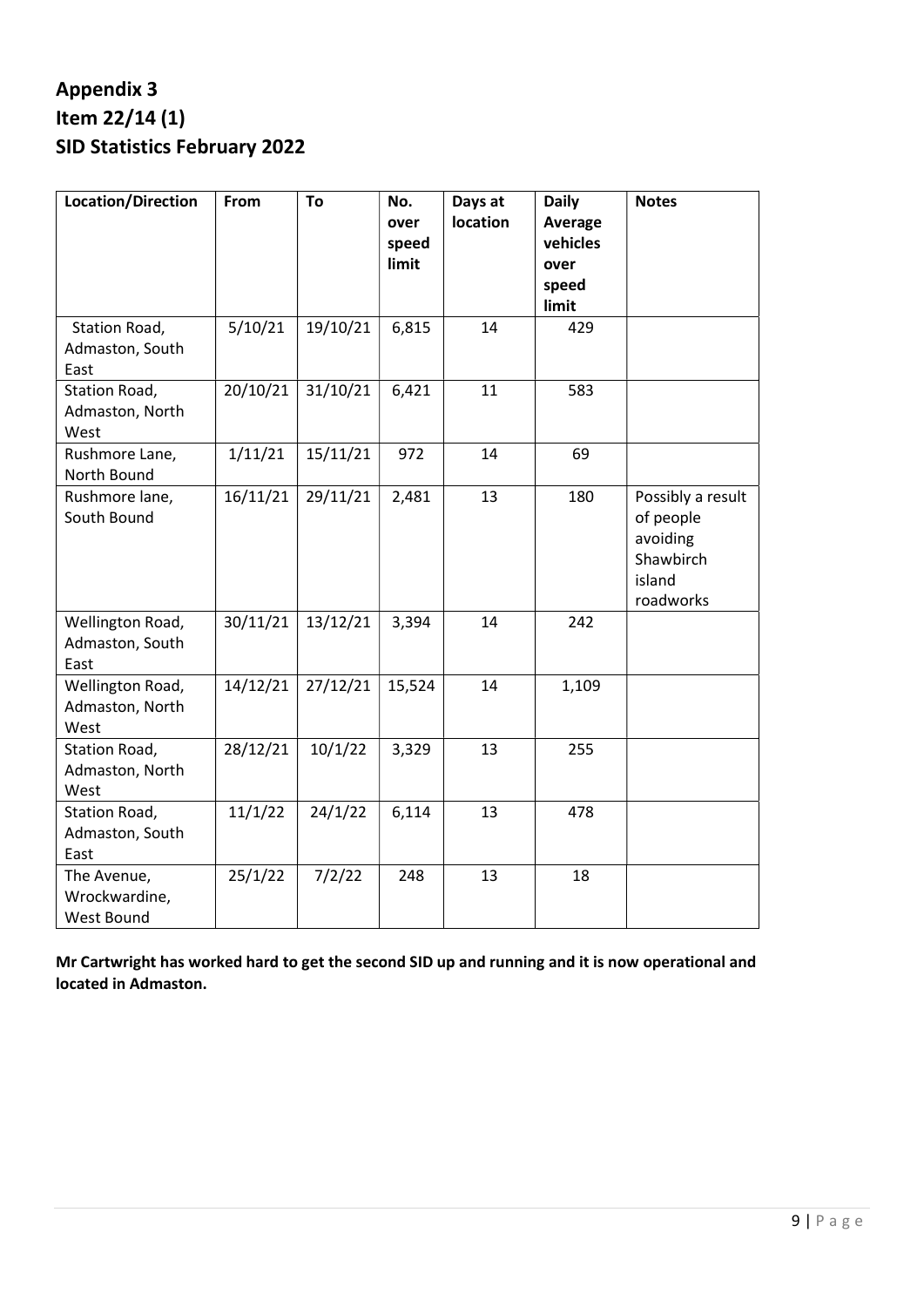# Appendix 3
# Item 22/14 (1)
# SID Statistics February 2022

| Location/Direction | From | To | No. over speed limit | Days at location | Daily Average vehicles over speed limit | Notes |
|---|---|---|---|---|---|---|
| Station Road, Admaston, South East | 5/10/21 | 19/10/21 | 6,815 | 14 | 429 | |
| Station Road, Admaston, North West | 20/10/21 | 31/10/21 | 6,421 | 11 | 583 | |
| Rushmore Lane, North Bound | 1/11/21 | 15/11/21 | 972 | 14 | 69 | |
| Rushmore lane, South Bound | 16/11/21 | 29/11/21 | 2,481 | 13 | 180 | Possibly a result of people avoiding Shawbirch island roadworks |
| Wellington Road, Admaston, South East | 30/11/21 | 13/12/21 | 3,394 | 14 | 242 | |
| Wellington Road, Admaston, North West | 14/12/21 | 27/12/21 | 15,524 | 14 | 1,109 | |
| Station Road, Admaston, North West | 28/12/21 | 10/1/22 | 3,329 | 13 | 255 | |
| Station Road, Admaston, South East | 11/1/22 | 24/1/22 | 6,114 | 13 | 478 | |
| The Avenue, Wrockwardine, West Bound | 25/1/22 | 7/2/22 | 248 | 13 | 18 | |

**Mr Cartwright has worked hard to get the second SID up and running and it is now operational and located in Admaston.**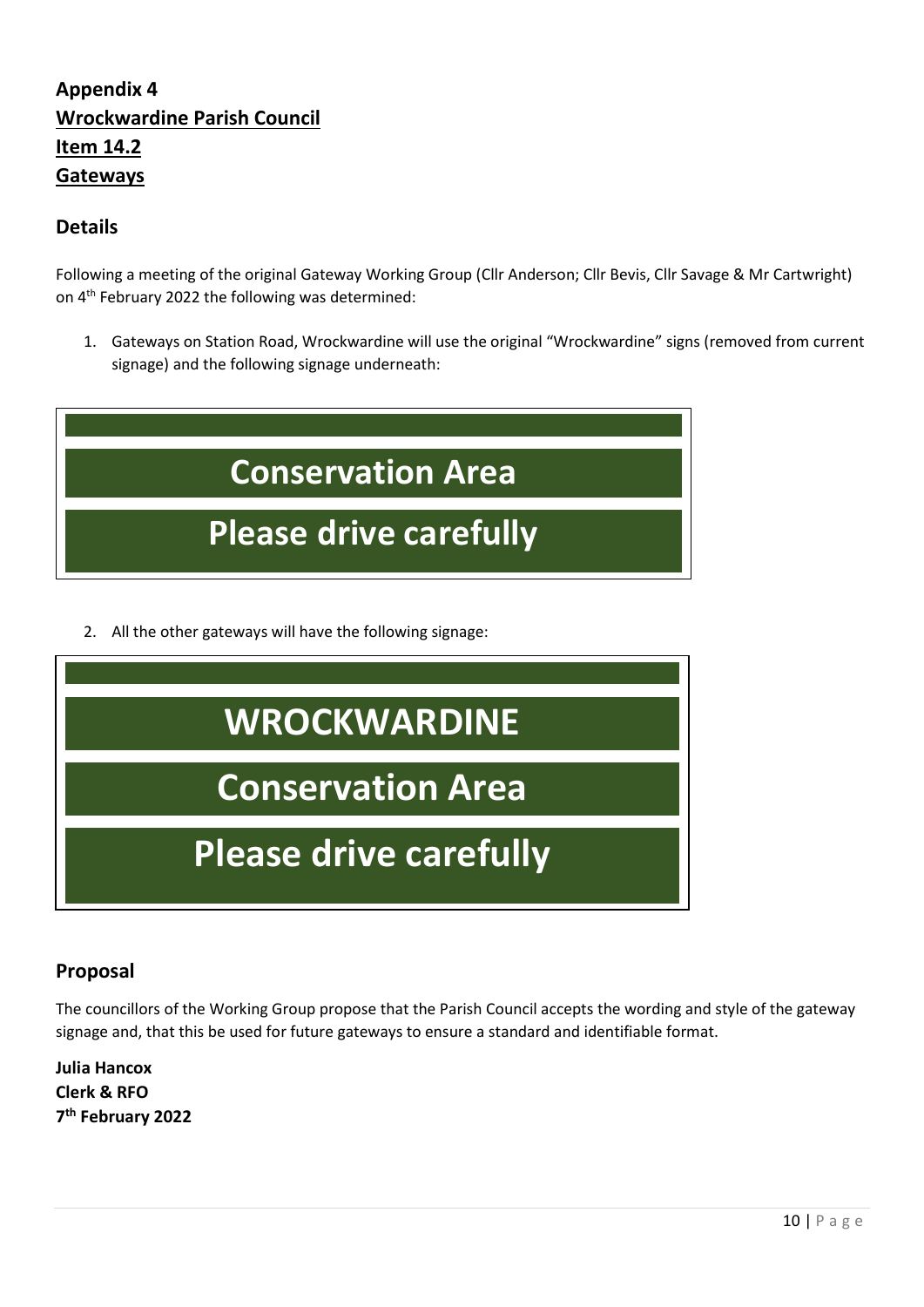**Appendix 4**
**Wrockwardine Parish Council**
**Item 14.2**
**Gateways**

## Details

Following a meeting of the original Gateway Working Group (Cllr Anderson; Cllr Bevis, Cllr Savage & Mr Cartwright) on 4th February 2022 the following was determined:

1. Gateways on Station Road, Wrockwardine will use the original "Wrockwardine" signs (removed from current signage) and the following signage underneath:

Conservation Area

Please drive carefully

2. All the other gateways will have the following signage:

WROCKWARDINE

Conservation Area

Please drive carefully

## Proposal

The councillors of the Working Group propose that the Parish Council accepts the wording and style of the gateway signage and, that this be used for future gateways to ensure a standard and identifiable format.

**Julia Hancox**
**Clerk & RFO**
**7th February 2022**